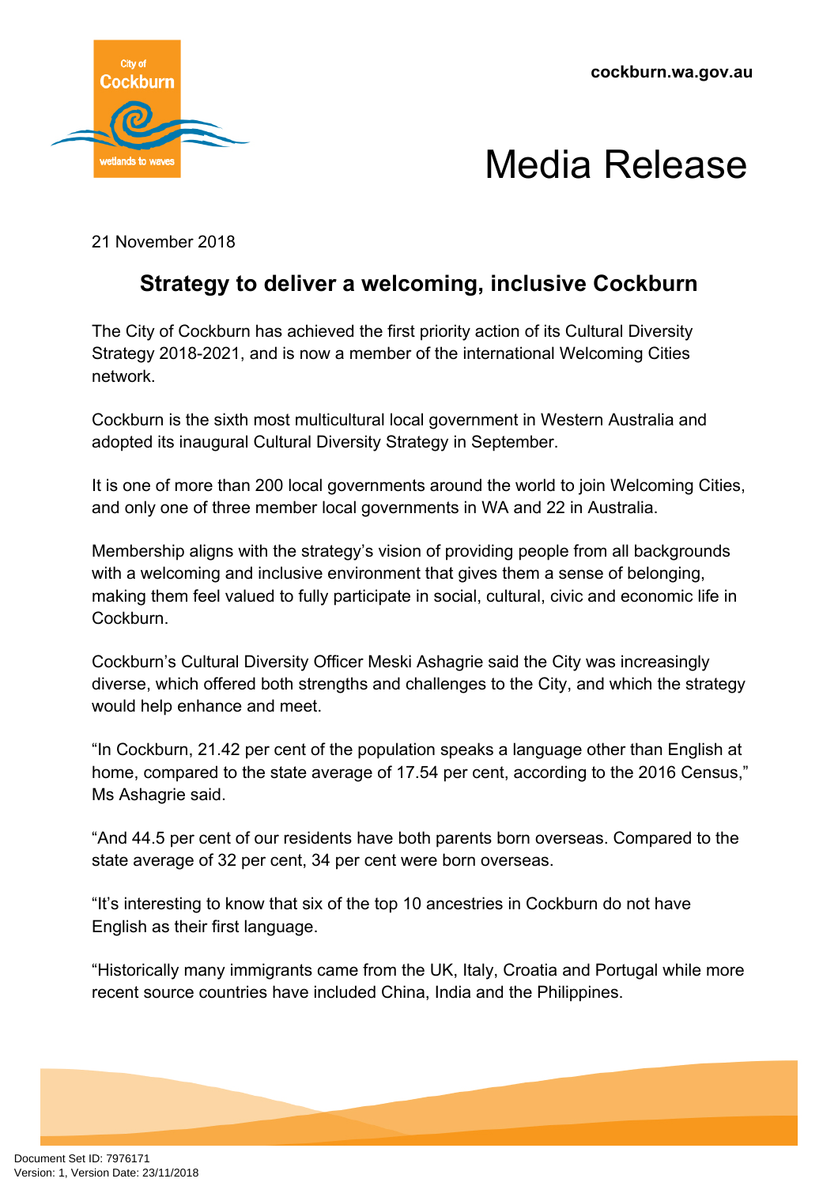cockburn.wa.gov.au

# Media Release

21 November 2018

## Strategy to deliver a welcoming, inclusive Cockburn

The City of Cockburn has achieved the first priority action of its Cultural Diversity Strategy 2018-2021, and is now a member of the international Welcoming Cities network.

Cockburn is the sixth most multicultural local government in Western Australia and adopted its inaugural Cultural Diversity Strategy in September.

It is one of more than 200 local governments around the world to join Welcoming Cities, and only one of three member local governments in WA and 22 in Australia.

Membership aligns with the strategy's vision of providing people from all backgrounds with a welcoming and inclusive environment that gives them a sense of belonging, making them feel valued to fully participate in social, cultural, civic and economic life in Cockburn.

Cockburn's Cultural Diversity Officer Meski Ashagrie said the City was increasingly diverse, which offered both strengths and challenges to the City, and which the strategy would help enhance and meet.

"In Cockburn, 21.42 per cent of the population speaks a language other than English at home, compared to the state average of 17.54 per cent, according to the 2016 Census," Ms Ashagrie said.

"And 44.5 per cent of our residents have both parents born overseas. Compared to the state average of 32 per cent, 34 per cent were born overseas.

"It's interesting to know that six of the top 10 ancestries in Cockburn do not have English as their first language.

"Historically many immigrants came from the UK, Italy, Croatia and Portugal while more recent source countries have included China, India and the Philippines.

Document Set ID: 7976171
Version: 1, Version Date: 23/11/2018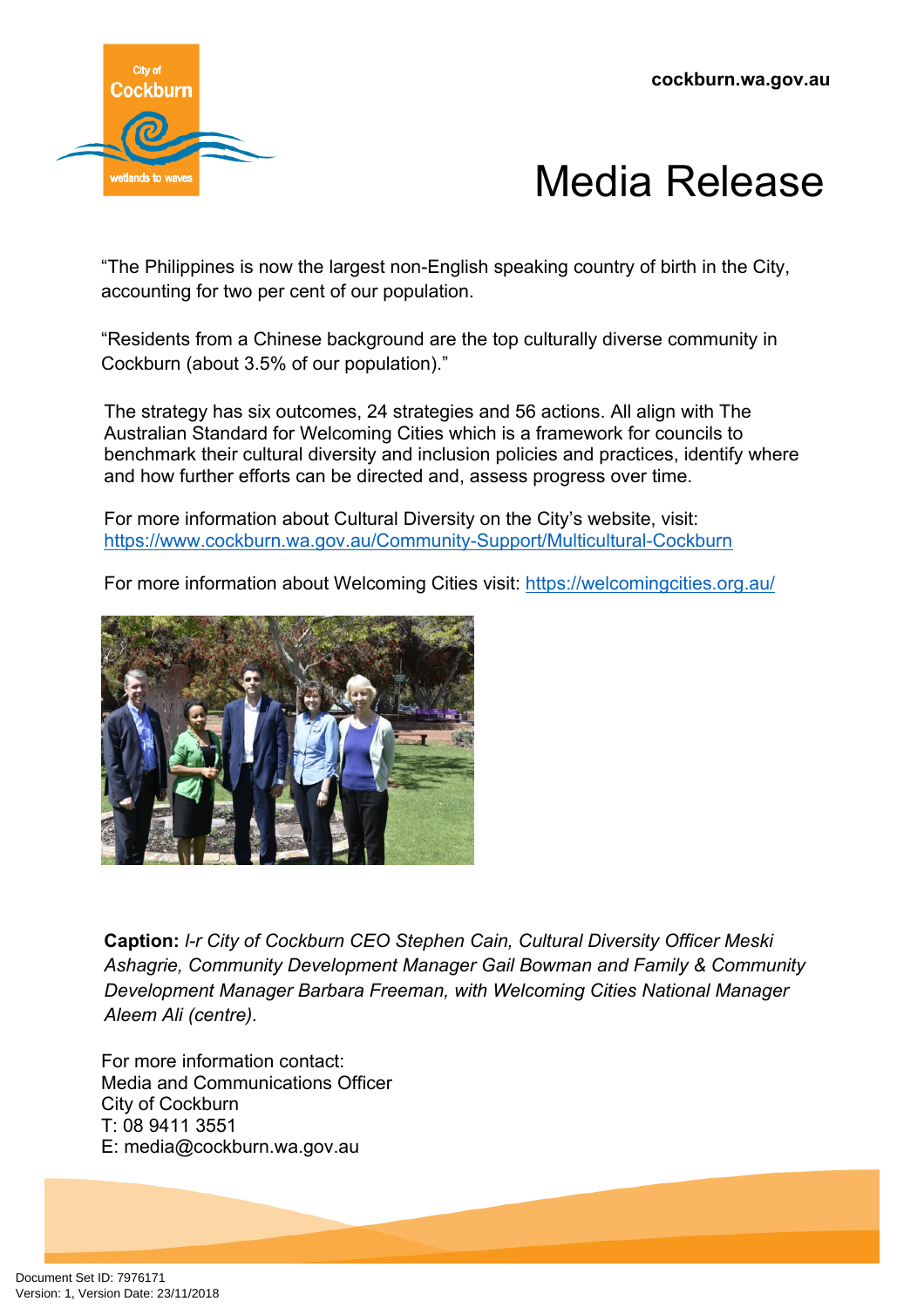“The Philippines is now the largest non-English speaking country of birth in the City, accounting for two per cent of our population.

“Residents from a Chinese background are the top culturally diverse community in Cockburn (about 3.5% of our population).”

The strategy has six outcomes, 24 strategies and 56 actions. All align with The Australian Standard for Welcoming Cities which is a framework for councils to benchmark their cultural diversity and inclusion policies and practices, identify where and how further efforts can be directed and, assess progress over time.

For more information about Cultural Diversity on the City’s website, visit: https://www.cockburn.wa.gov.au/Community-Support/Multicultural-Cockburn

For more information about Welcoming Cities visit: https://welcomingcities.org.au/

**Caption:** *l-r City of Cockburn CEO Stephen Cain, Cultural Diversity Officer Meski Ashagrie, Community Development Manager Gail Bowman and Family & Community Development Manager Barbara Freeman, with Welcoming Cities National Manager Aleem Ali (centre).*

For more information contact:
Media and Communications Officer
City of Cockburn
T: 08 9411 3551
E: media@cockburn.wa.gov.au